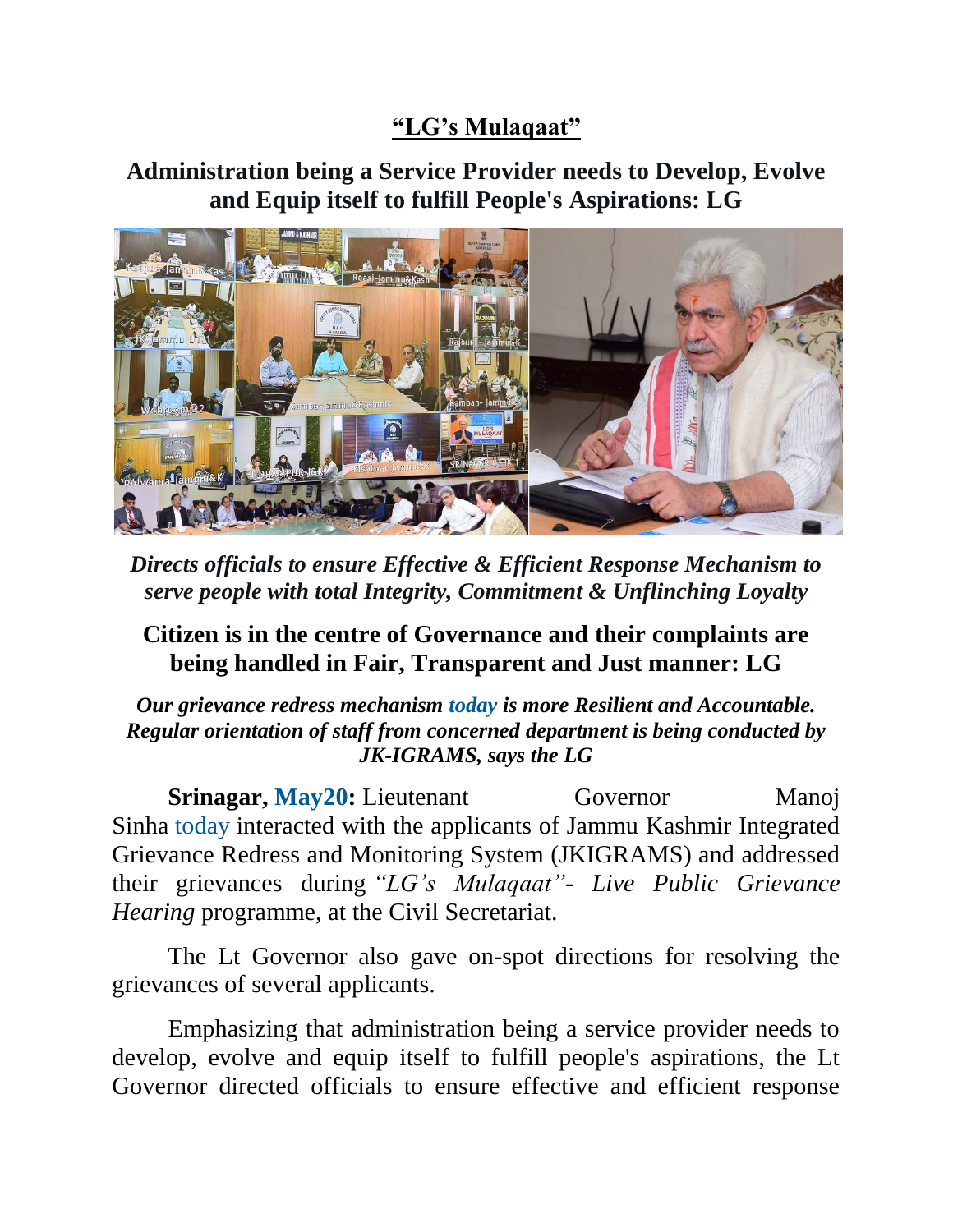# **"LG's Mulaqaat"**

## Administration being a Service Provider needs to Develop, Evolve and Equip itself to fulfill People's Aspirations: LG

***Directs officials to ensure Effective & Efficient Response Mechanism to serve people with total Integrity, Commitment & Unflinching Loyalty***

## Citizen is in the centre of Governance and their complaints are being handled in Fair, Transparent and Just manner: LG

***Our grievance redress mechanism today is more Resilient and Accountable. Regular orientation of staff from concerned department is being conducted by JK-IGRAMS, says the LG***

**Srinagar, May20:** Lieutenant Governor Manoj Sinha today interacted with the applicants of Jammu Kashmir Integrated Grievance Redress and Monitoring System (JKIGRAMS) and addressed their grievances during *"LG's Mulaqaat"- Live Public Grievance Hearing* programme, at the Civil Secretariat.

The Lt Governor also gave on-spot directions for resolving the grievances of several applicants.

Emphasizing that administration being a service provider needs to develop, evolve and equip itself to fulfill people's aspirations, the Lt Governor directed officials to ensure effective and efficient response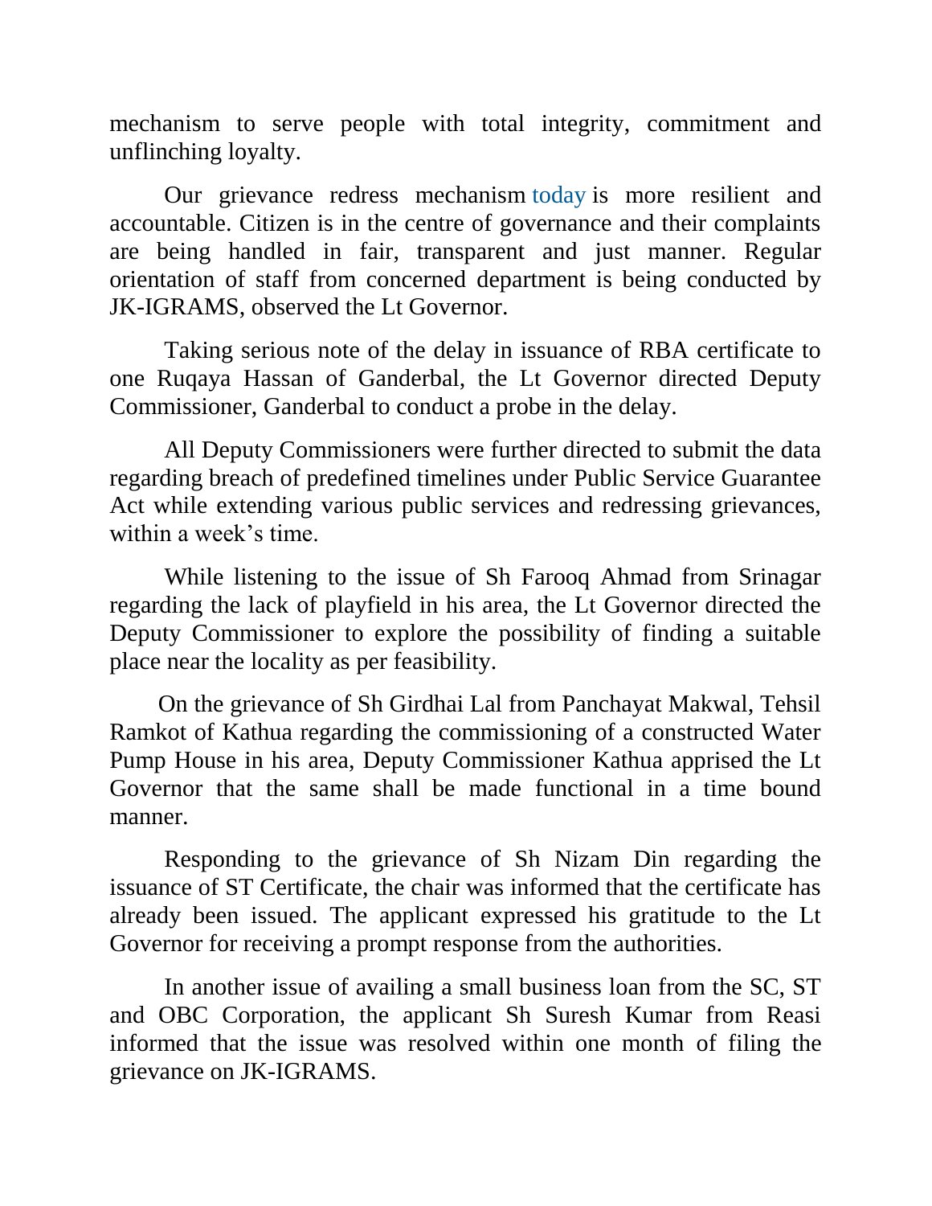mechanism to serve people with total integrity, commitment and unflinching loyalty.

Our grievance redress mechanism today is more resilient and accountable. Citizen is in the centre of governance and their complaints are being handled in fair, transparent and just manner. Regular orientation of staff from concerned department is being conducted by JK-IGRAMS, observed the Lt Governor.

Taking serious note of the delay in issuance of RBA certificate to one Ruqaya Hassan of Ganderbal, the Lt Governor directed Deputy Commissioner, Ganderbal to conduct a probe in the delay.

All Deputy Commissioners were further directed to submit the data regarding breach of predefined timelines under Public Service Guarantee Act while extending various public services and redressing grievances, within a week's time.

While listening to the issue of Sh Farooq Ahmad from Srinagar regarding the lack of playfield in his area, the Lt Governor directed the Deputy Commissioner to explore the possibility of finding a suitable place near the locality as per feasibility.

On the grievance of Sh Girdhai Lal from Panchayat Makwal, Tehsil Ramkot of Kathua regarding the commissioning of a constructed Water Pump House in his area, Deputy Commissioner Kathua apprised the Lt Governor that the same shall be made functional in a time bound manner.

Responding to the grievance of Sh Nizam Din regarding the issuance of ST Certificate, the chair was informed that the certificate has already been issued. The applicant expressed his gratitude to the Lt Governor for receiving a prompt response from the authorities.

In another issue of availing a small business loan from the SC, ST and OBC Corporation, the applicant Sh Suresh Kumar from Reasi informed that the issue was resolved within one month of filing the grievance on JK-IGRAMS.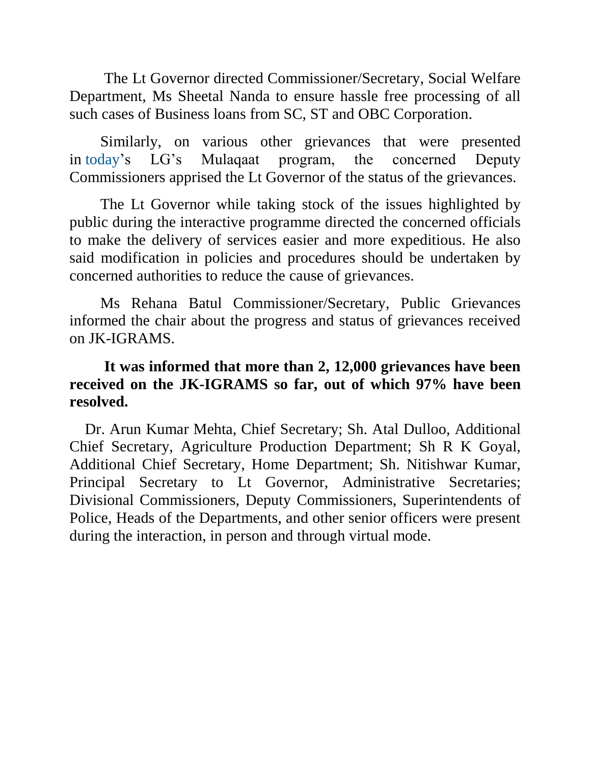The Lt Governor directed Commissioner/Secretary, Social Welfare Department, Ms Sheetal Nanda to ensure hassle free processing of all such cases of Business loans from SC, ST and OBC Corporation.

Similarly, on various other grievances that were presented in today's LG's Mulaqaat program, the concerned Deputy Commissioners apprised the Lt Governor of the status of the grievances.

The Lt Governor while taking stock of the issues highlighted by public during the interactive programme directed the concerned officials to make the delivery of services easier and more expeditious. He also said modification in policies and procedures should be undertaken by concerned authorities to reduce the cause of grievances.

Ms Rehana Batul Commissioner/Secretary, Public Grievances informed the chair about the progress and status of grievances received on JK-IGRAMS.

**It was informed that more than 2, 12,000 grievances have been received on the JK-IGRAMS so far, out of which 97% have been resolved.**

Dr. Arun Kumar Mehta, Chief Secretary; Sh. Atal Dulloo, Additional Chief Secretary, Agriculture Production Department; Sh R K Goyal, Additional Chief Secretary, Home Department; Sh. Nitishwar Kumar, Principal Secretary to Lt Governor, Administrative Secretaries; Divisional Commissioners, Deputy Commissioners, Superintendents of Police, Heads of the Departments, and other senior officers were present during the interaction, in person and through virtual mode.